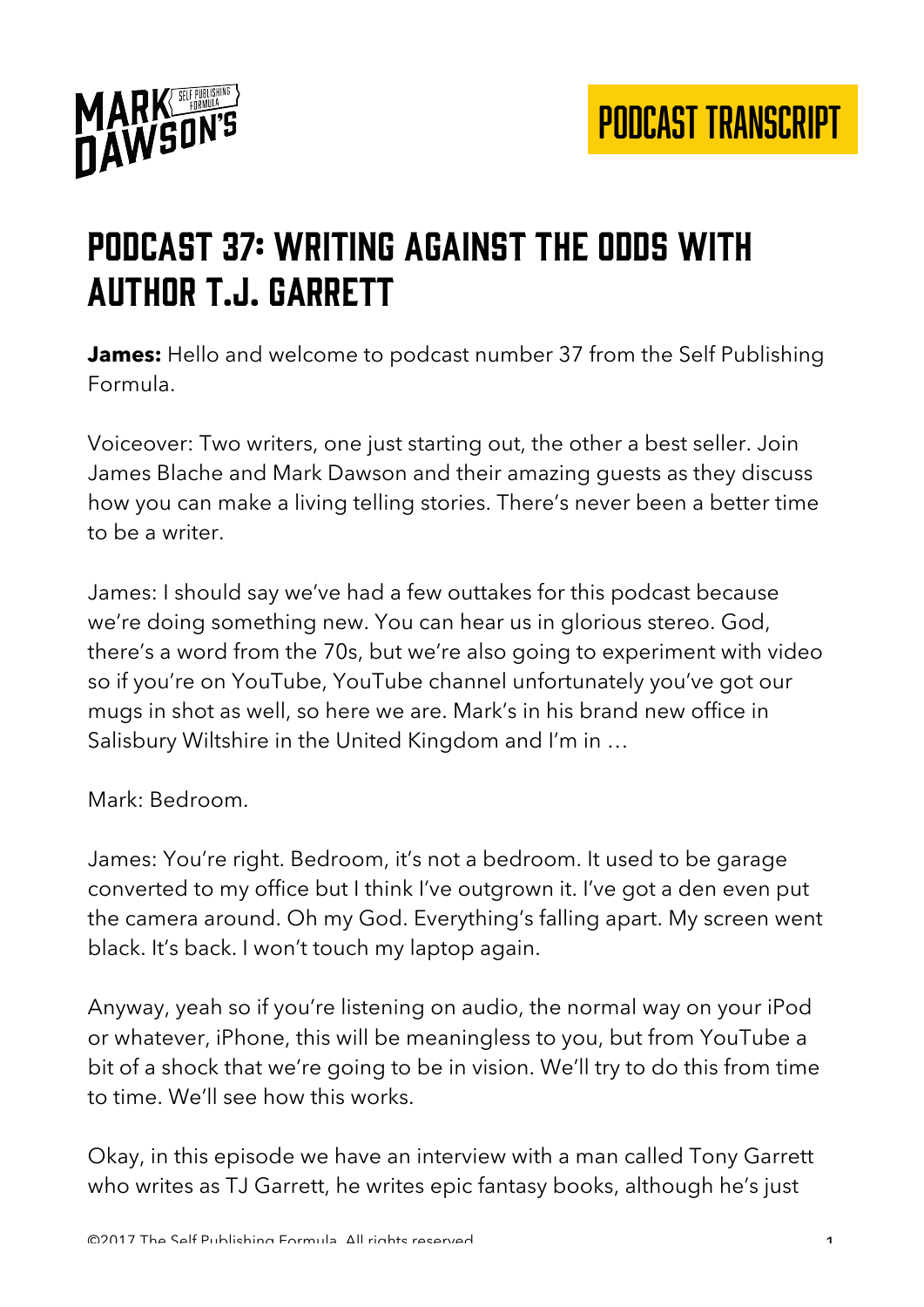# Podcast 37: Writing Against the Odds with Author T.J. Garrett

**James:** Hello and welcome to podcast number 37 from the Self Publishing Formula.

Voiceover: Two writers, one just starting out, the other a best seller. Join James Blache and Mark Dawson and their amazing guests as they discuss how you can make a living telling stories. There's never been a better time to be a writer.

James: I should say we've had a few outtakes for this podcast because we're doing something new. You can hear us in glorious stereo. God, there's a word from the 70s, but we're also going to experiment with video so if you're on YouTube, YouTube channel unfortunately you've got our mugs in shot as well, so here we are. Mark's in his brand new office in Salisbury Wiltshire in the United Kingdom and I'm in …

Mark: Bedroom.

James: You're right. Bedroom, it's not a bedroom. It used to be garage converted to my office but I think I've outgrown it. I've got a den even put the camera around. Oh my God. Everything's falling apart. My screen went black. It's back. I won't touch my laptop again.

Anyway, yeah so if you're listening on audio, the normal way on your iPod or whatever, iPhone, this will be meaningless to you, but from YouTube a bit of a shock that we're going to be in vision. We'll try to do this from time to time. We'll see how this works.

Okay, in this episode we have an interview with a man called Tony Garrett who writes as TJ Garrett, he writes epic fantasy books, although he's just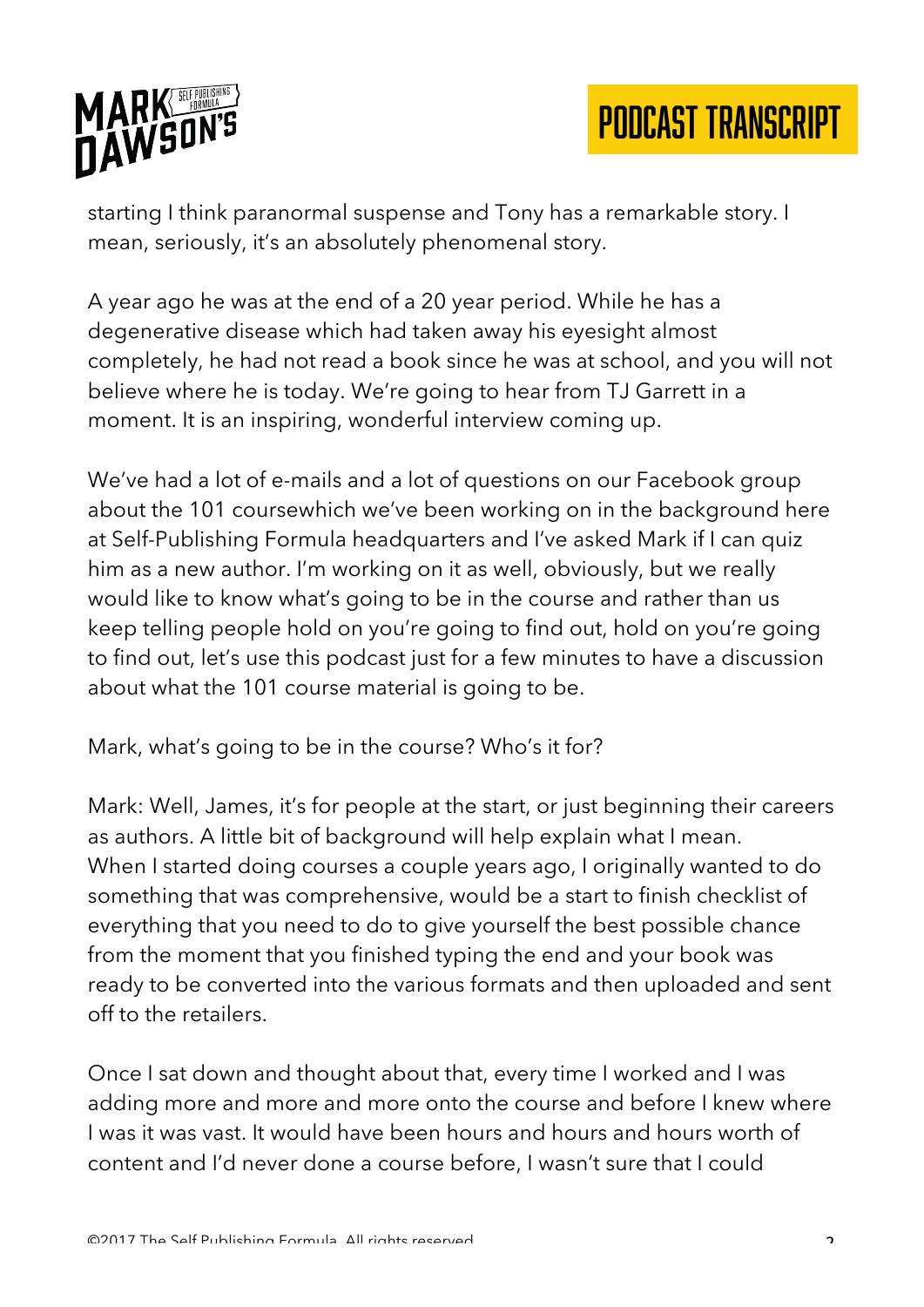starting I think paranormal suspense and Tony has a remarkable story. I mean, seriously, it's an absolutely phenomenal story.

A year ago he was at the end of a 20 year period. While he has a degenerative disease which had taken away his eyesight almost completely, he had not read a book since he was at school, and you will not believe where he is today. We're going to hear from TJ Garrett in a moment. It is an inspiring, wonderful interview coming up.

We've had a lot of e-mails and a lot of questions on our Facebook group about the 101 coursewhich we've been working on in the background here at Self-Publishing Formula headquarters and I've asked Mark if I can quiz him as a new author. I'm working on it as well, obviously, but we really would like to know what's going to be in the course and rather than us keep telling people hold on you're going to find out, hold on you're going to find out, let's use this podcast just for a few minutes to have a discussion about what the 101 course material is going to be.

Mark, what's going to be in the course? Who's it for?

Mark: Well, James, it's for people at the start, or just beginning their careers as authors. A little bit of background will help explain what I mean. When I started doing courses a couple years ago, I originally wanted to do something that was comprehensive, would be a start to finish checklist of everything that you need to do to give yourself the best possible chance from the moment that you finished typing the end and your book was ready to be converted into the various formats and then uploaded and sent off to the retailers.

Once I sat down and thought about that, every time I worked and I was adding more and more and more onto the course and before I knew where I was it was vast. It would have been hours and hours and hours worth of content and I'd never done a course before, I wasn't sure that I could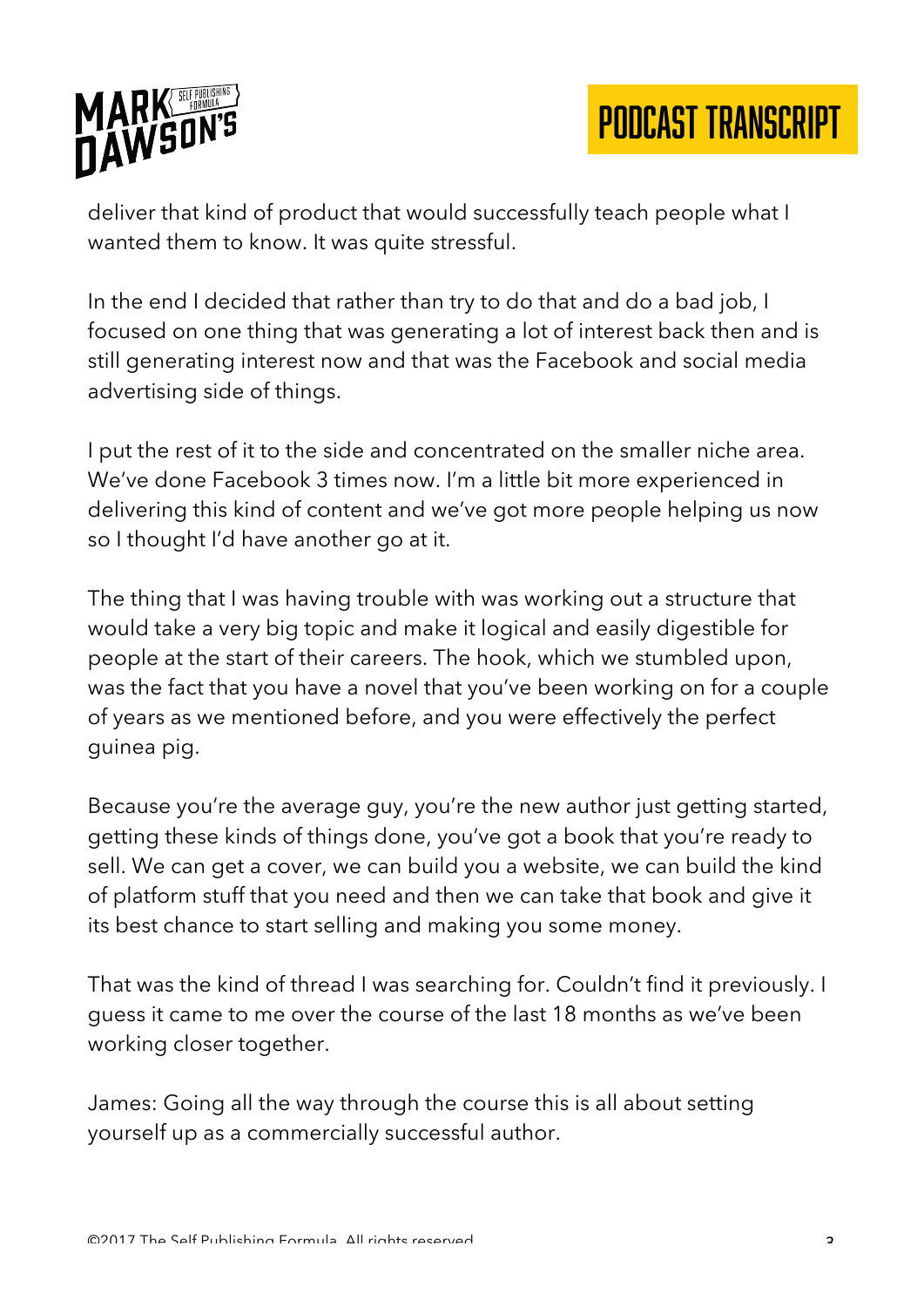deliver that kind of product that would successfully teach people what I wanted them to know. It was quite stressful.

In the end I decided that rather than try to do that and do a bad job, I focused on one thing that was generating a lot of interest back then and is still generating interest now and that was the Facebook and social media advertising side of things.

I put the rest of it to the side and concentrated on the smaller niche area. We've done Facebook 3 times now. I'm a little bit more experienced in delivering this kind of content and we've got more people helping us now so I thought I'd have another go at it.

The thing that I was having trouble with was working out a structure that would take a very big topic and make it logical and easily digestible for people at the start of their careers. The hook, which we stumbled upon, was the fact that you have a novel that you've been working on for a couple of years as we mentioned before, and you were effectively the perfect guinea pig.

Because you're the average guy, you're the new author just getting started, getting these kinds of things done, you've got a book that you're ready to sell. We can get a cover, we can build you a website, we can build the kind of platform stuff that you need and then we can take that book and give it its best chance to start selling and making you some money.

That was the kind of thread I was searching for. Couldn't find it previously. I guess it came to me over the course of the last 18 months as we've been working closer together.

James: Going all the way through the course this is all about setting yourself up as a commercially successful author.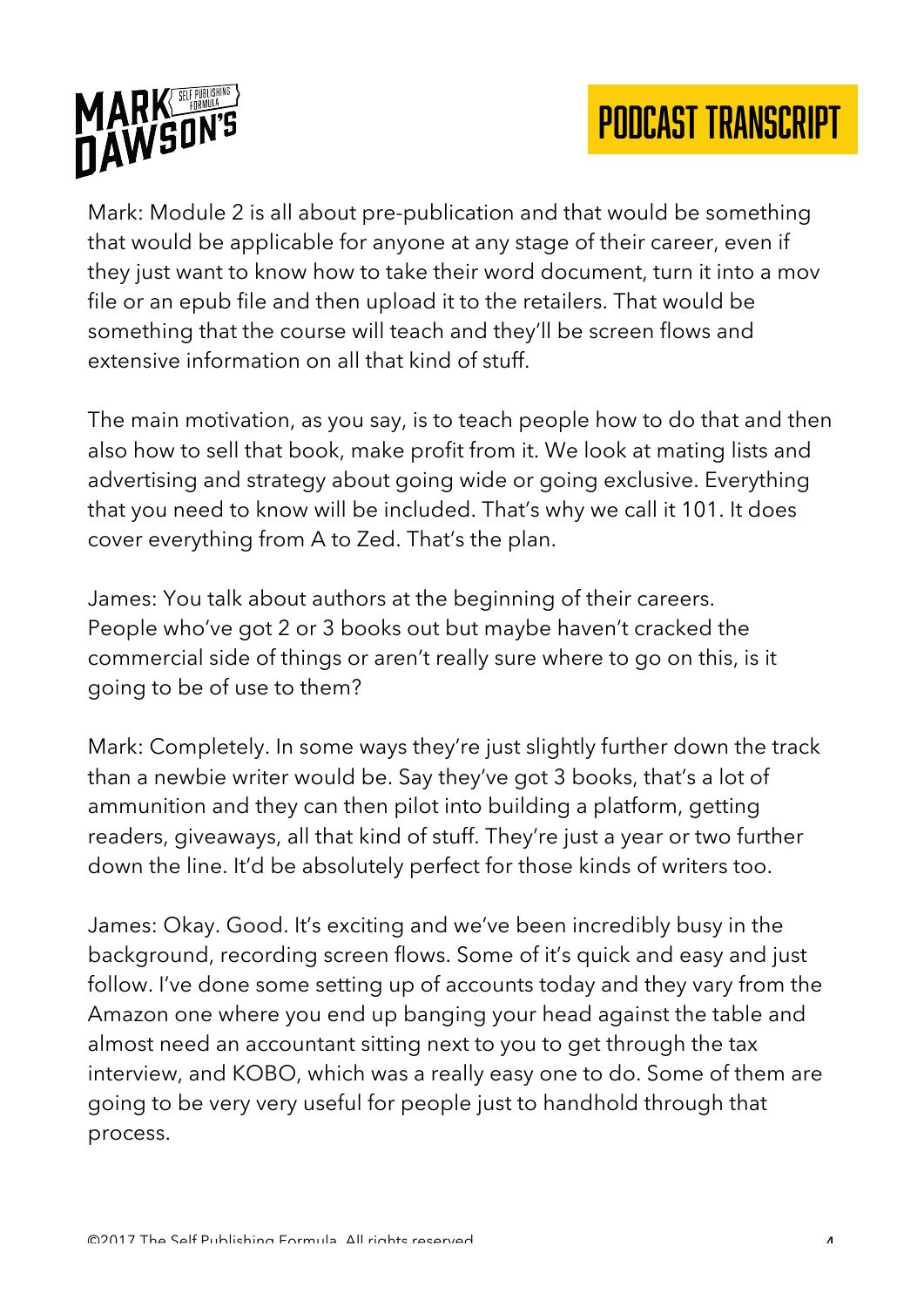Mark: Module 2 is all about pre-publication and that would be something that would be applicable for anyone at any stage of their career, even if they just want to know how to take their word document, turn it into a mov file or an epub file and then upload it to the retailers. That would be something that the course will teach and they'll be screen flows and extensive information on all that kind of stuff.

The main motivation, as you say, is to teach people how to do that and then also how to sell that book, make profit from it. We look at mating lists and advertising and strategy about going wide or going exclusive. Everything that you need to know will be included. That's why we call it 101. It does cover everything from A to Zed. That's the plan.

James: You talk about authors at the beginning of their careers. People who've got 2 or 3 books out but maybe haven't cracked the commercial side of things or aren't really sure where to go on this, is it going to be of use to them?

Mark: Completely. In some ways they're just slightly further down the track than a newbie writer would be. Say they've got 3 books, that's a lot of ammunition and they can then pilot into building a platform, getting readers, giveaways, all that kind of stuff. They're just a year or two further down the line. It'd be absolutely perfect for those kinds of writers too.

James: Okay. Good. It's exciting and we've been incredibly busy in the background, recording screen flows. Some of it's quick and easy and just follow. I've done some setting up of accounts today and they vary from the Amazon one where you end up banging your head against the table and almost need an accountant sitting next to you to get through the tax interview, and KOBO, which was a really easy one to do. Some of them are going to be very very useful for people just to handhold through that process.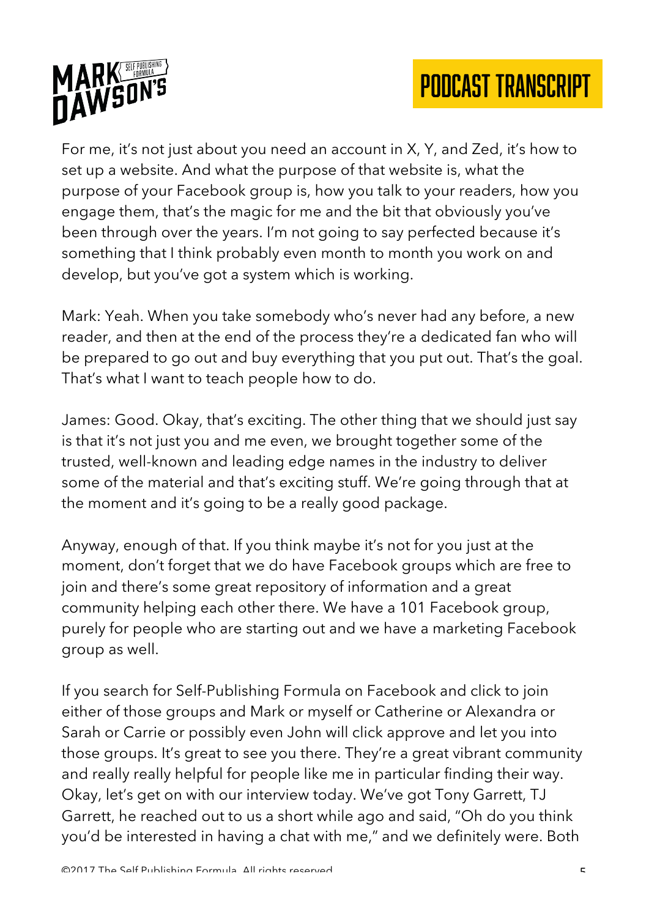For me, it's not just about you need an account in X, Y, and Zed, it's how to set up a website. And what the purpose of that website is, what the purpose of your Facebook group is, how you talk to your readers, how you engage them, that's the magic for me and the bit that obviously you've been through over the years. I'm not going to say perfected because it's something that I think probably even month to month you work on and develop, but you've got a system which is working.

Mark: Yeah. When you take somebody who's never had any before, a new reader, and then at the end of the process they're a dedicated fan who will be prepared to go out and buy everything that you put out. That's the goal. That's what I want to teach people how to do.

James: Good. Okay, that's exciting. The other thing that we should just say is that it's not just you and me even, we brought together some of the trusted, well-known and leading edge names in the industry to deliver some of the material and that's exciting stuff. We're going through that at the moment and it's going to be a really good package.

Anyway, enough of that. If you think maybe it's not for you just at the moment, don't forget that we do have Facebook groups which are free to join and there's some great repository of information and a great community helping each other there. We have a 101 Facebook group, purely for people who are starting out and we have a marketing Facebook group as well.

If you search for Self-Publishing Formula on Facebook and click to join either of those groups and Mark or myself or Catherine or Alexandra or Sarah or Carrie or possibly even John will click approve and let you into those groups. It's great to see you there. They're a great vibrant community and really really helpful for people like me in particular finding their way. Okay, let's get on with our interview today. We've got Tony Garrett, TJ Garrett, he reached out to us a short while ago and said, "Oh do you think you'd be interested in having a chat with me," and we definitely were. Both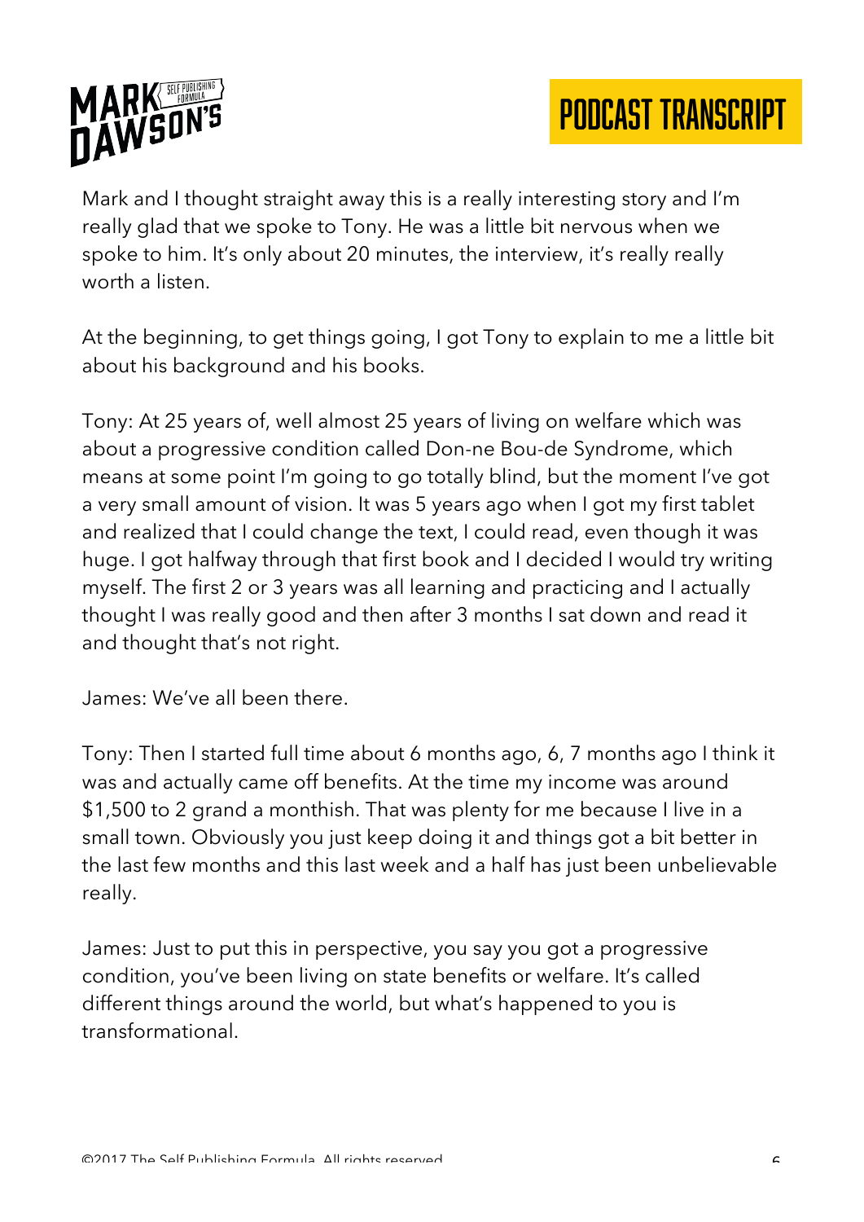Mark and I thought straight away this is a really interesting story and I'm really glad that we spoke to Tony. He was a little bit nervous when we spoke to him. It's only about 20 minutes, the interview, it's really really worth a listen.

At the beginning, to get things going, I got Tony to explain to me a little bit about his background and his books.

Tony: At 25 years of, well almost 25 years of living on welfare which was about a progressive condition called Don-ne Bou-de Syndrome, which means at some point I'm going to go totally blind, but the moment I've got a very small amount of vision. It was 5 years ago when I got my first tablet and realized that I could change the text, I could read, even though it was huge. I got halfway through that first book and I decided I would try writing myself. The first 2 or 3 years was all learning and practicing and I actually thought I was really good and then after 3 months I sat down and read it and thought that's not right.

James: We've all been there.

Tony: Then I started full time about 6 months ago, 6, 7 months ago I think it was and actually came off benefits. At the time my income was around $1,500 to 2 grand a monthish. That was plenty for me because I live in a small town. Obviously you just keep doing it and things got a bit better in the last few months and this last week and a half has just been unbelievable really.

James: Just to put this in perspective, you say you got a progressive condition, you've been living on state benefits or welfare. It's called different things around the world, but what's happened to you is transformational.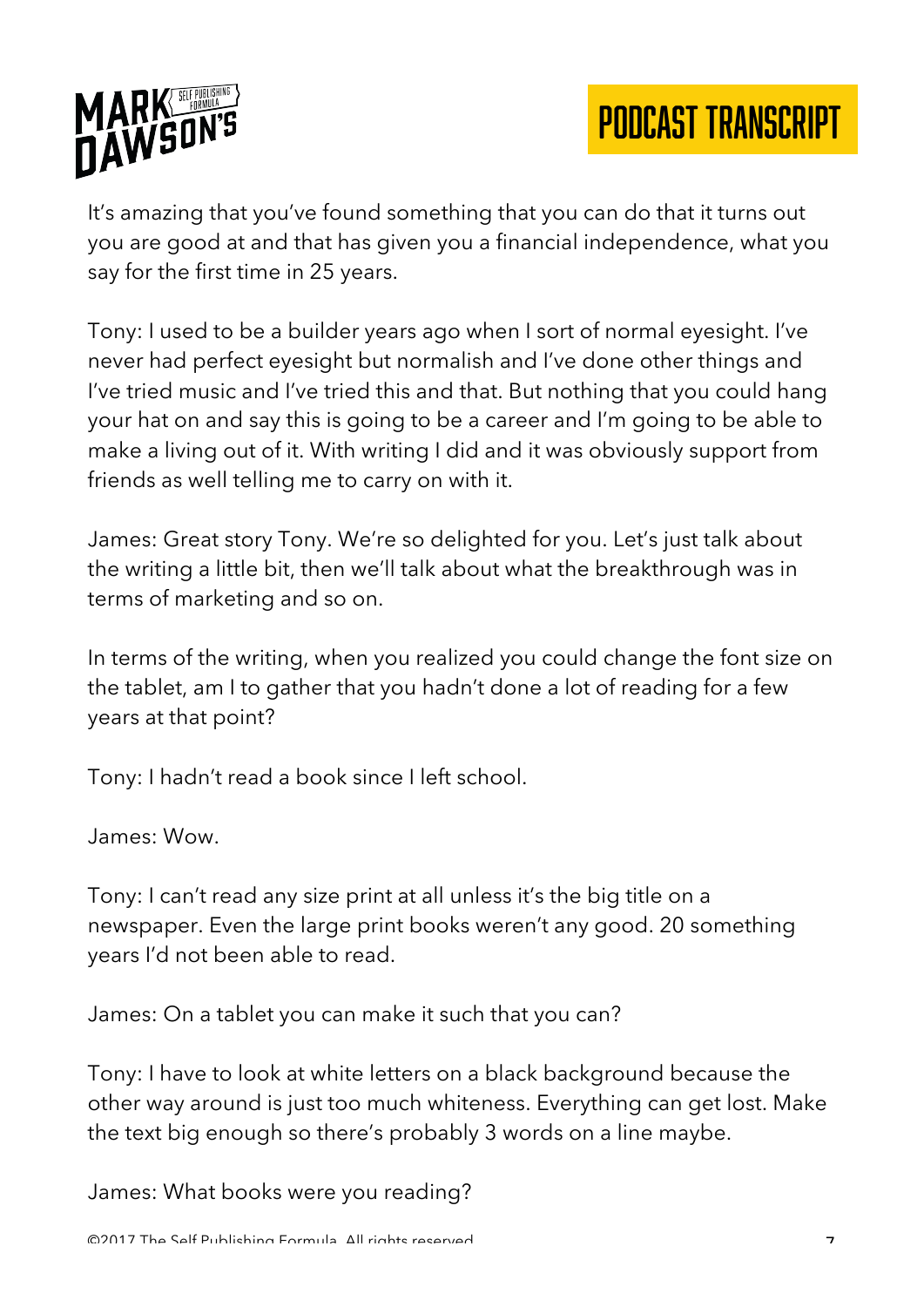It's amazing that you've found something that you can do that it turns out you are good at and that has given you a financial independence, what you say for the first time in 25 years.

Tony: I used to be a builder years ago when I sort of normal eyesight. I've never had perfect eyesight but normalish and I've done other things and I've tried music and I've tried this and that. But nothing that you could hang your hat on and say this is going to be a career and I'm going to be able to make a living out of it. With writing I did and it was obviously support from friends as well telling me to carry on with it.

James: Great story Tony. We're so delighted for you. Let's just talk about the writing a little bit, then we'll talk about what the breakthrough was in terms of marketing and so on.

In terms of the writing, when you realized you could change the font size on the tablet, am I to gather that you hadn't done a lot of reading for a few years at that point?

Tony: I hadn't read a book since I left school.

James: Wow.

Tony: I can't read any size print at all unless it's the big title on a newspaper. Even the large print books weren't any good. 20 something years I'd not been able to read.

James: On a tablet you can make it such that you can?

Tony: I have to look at white letters on a black background because the other way around is just too much whiteness. Everything can get lost. Make the text big enough so there's probably 3 words on a line maybe.

James: What books were you reading?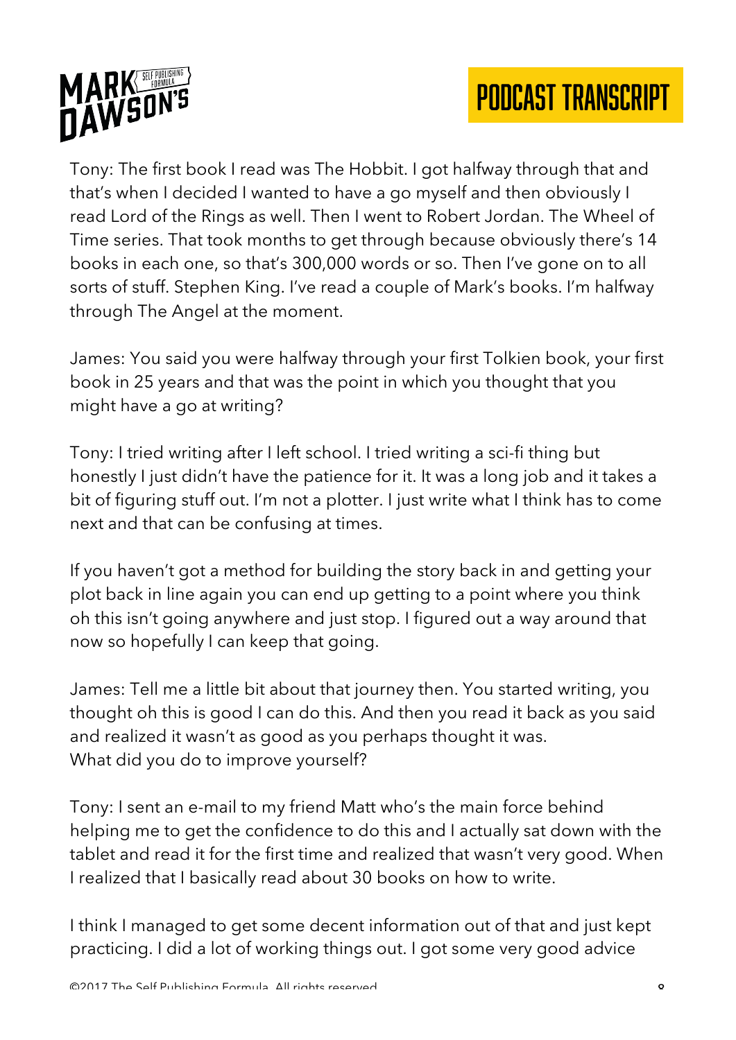Tony: The first book I read was The Hobbit. I got halfway through that and that's when I decided I wanted to have a go myself and then obviously I read Lord of the Rings as well. Then I went to Robert Jordan. The Wheel of Time series. That took months to get through because obviously there's 14 books in each one, so that's 300,000 words or so. Then I've gone on to all sorts of stuff. Stephen King. I've read a couple of Mark's books. I'm halfway through The Angel at the moment.

James: You said you were halfway through your first Tolkien book, your first book in 25 years and that was the point in which you thought that you might have a go at writing?

Tony: I tried writing after I left school. I tried writing a sci-fi thing but honestly I just didn't have the patience for it. It was a long job and it takes a bit of figuring stuff out. I'm not a plotter. I just write what I think has to come next and that can be confusing at times.

If you haven't got a method for building the story back in and getting your plot back in line again you can end up getting to a point where you think oh this isn't going anywhere and just stop. I figured out a way around that now so hopefully I can keep that going.

James: Tell me a little bit about that journey then. You started writing, you thought oh this is good I can do this. And then you read it back as you said and realized it wasn't as good as you perhaps thought it was.
What did you do to improve yourself?

Tony: I sent an e-mail to my friend Matt who's the main force behind helping me to get the confidence to do this and I actually sat down with the tablet and read it for the first time and realized that wasn't very good. When I realized that I basically read about 30 books on how to write.

I think I managed to get some decent information out of that and just kept practicing. I did a lot of working things out. I got some very good advice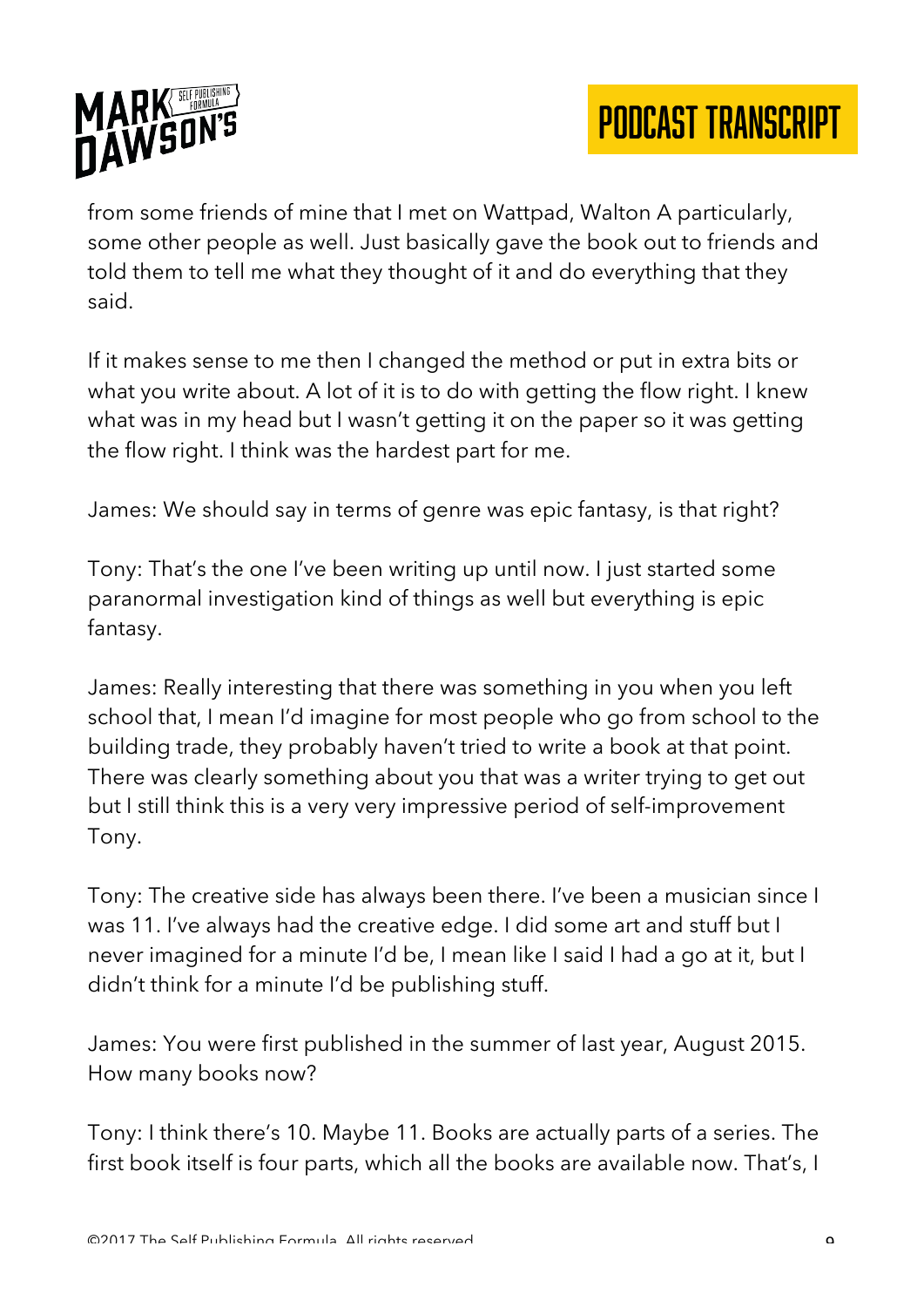from some friends of mine that I met on Wattpad, Walton A particularly, some other people as well. Just basically gave the book out to friends and told them to tell me what they thought of it and do everything that they said.

If it makes sense to me then I changed the method or put in extra bits or what you write about. A lot of it is to do with getting the flow right. I knew what was in my head but I wasn't getting it on the paper so it was getting the flow right. I think was the hardest part for me.

James: We should say in terms of genre was epic fantasy, is that right?

Tony: That's the one I've been writing up until now. I just started some paranormal investigation kind of things as well but everything is epic fantasy.

James: Really interesting that there was something in you when you left school that, I mean I'd imagine for most people who go from school to the building trade, they probably haven't tried to write a book at that point. There was clearly something about you that was a writer trying to get out but I still think this is a very very impressive period of self-improvement Tony.

Tony: The creative side has always been there. I've been a musician since I was 11. I've always had the creative edge. I did some art and stuff but I never imagined for a minute I'd be, I mean like I said I had a go at it, but I didn't think for a minute I'd be publishing stuff.

James: You were first published in the summer of last year, August 2015. How many books now?

Tony: I think there's 10. Maybe 11. Books are actually parts of a series. The first book itself is four parts, which all the books are available now. That's, I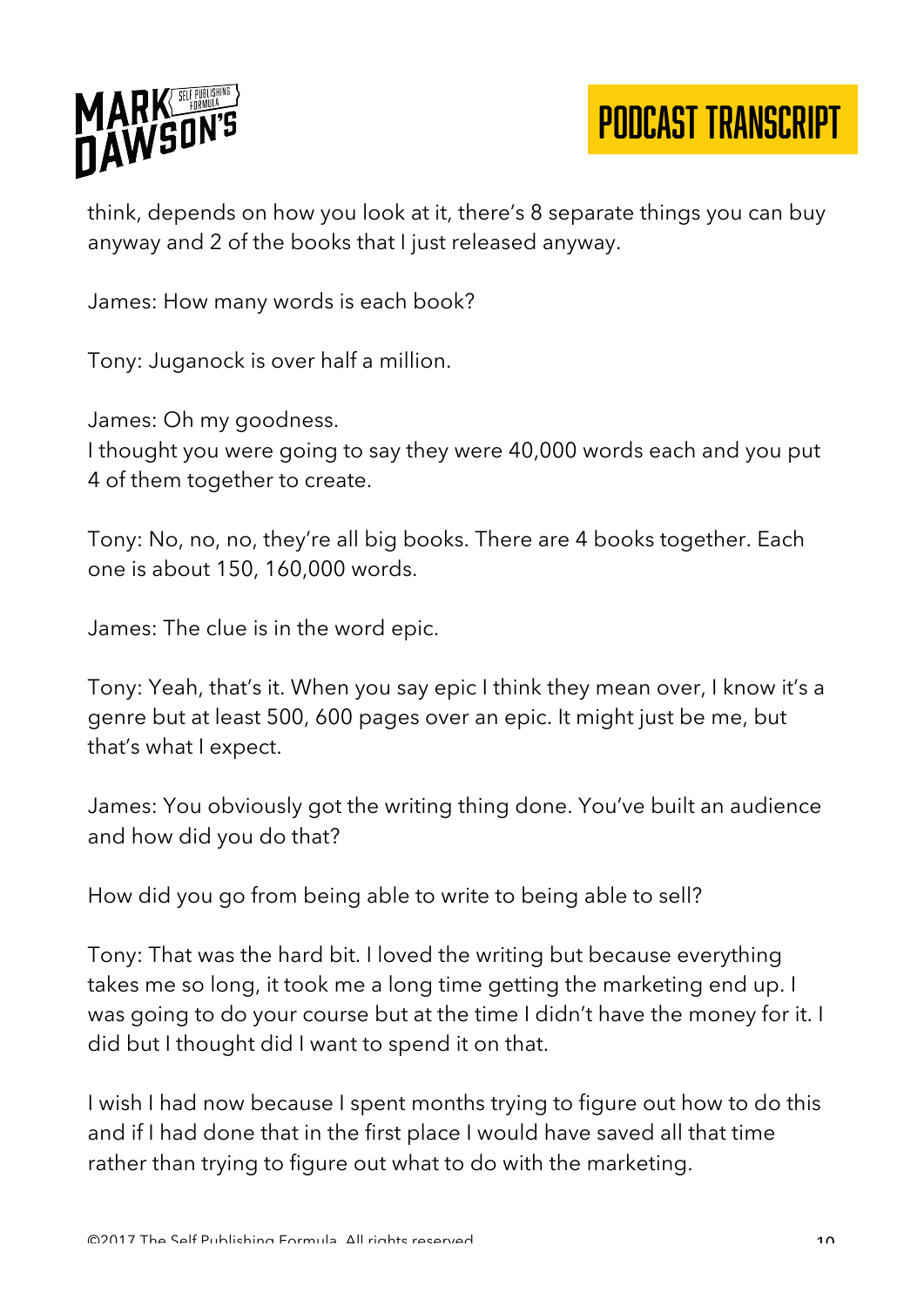think, depends on how you look at it, there's 8 separate things you can buy anyway and 2 of the books that I just released anyway.

James: How many words is each book?

Tony: Juganock is over half a million.

James: Oh my goodness.
I thought you were going to say they were 40,000 words each and you put 4 of them together to create.

Tony: No, no, no, they're all big books. There are 4 books together. Each one is about 150, 160,000 words.

James: The clue is in the word epic.

Tony: Yeah, that's it. When you say epic I think they mean over, I know it's a genre but at least 500, 600 pages over an epic. It might just be me, but that's what I expect.

James: You obviously got the writing thing done. You've built an audience and how did you do that?

How did you go from being able to write to being able to sell?

Tony: That was the hard bit. I loved the writing but because everything takes me so long, it took me a long time getting the marketing end up. I was going to do your course but at the time I didn't have the money for it. I did but I thought did I want to spend it on that.

I wish I had now because I spent months trying to figure out how to do this and if I had done that in the first place I would have saved all that time rather than trying to figure out what to do with the marketing.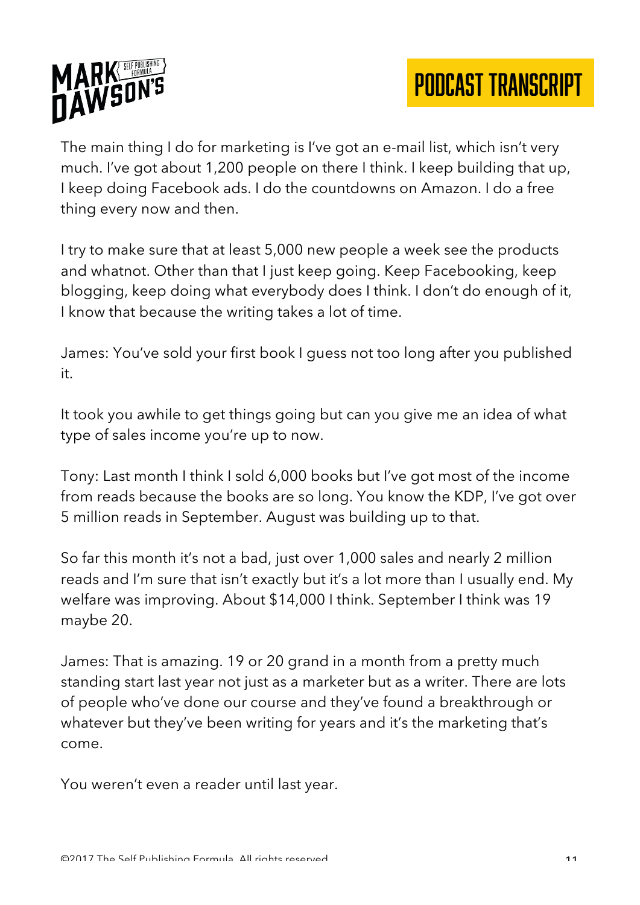The main thing I do for marketing is I've got an e-mail list, which isn't very much. I've got about 1,200 people on there I think. I keep building that up, I keep doing Facebook ads. I do the countdowns on Amazon. I do a free thing every now and then.

I try to make sure that at least 5,000 new people a week see the products and whatnot. Other than that I just keep going. Keep Facebooking, keep blogging, keep doing what everybody does I think. I don't do enough of it, I know that because the writing takes a lot of time.

James: You've sold your first book I guess not too long after you published it.

It took you awhile to get things going but can you give me an idea of what type of sales income you're up to now.

Tony: Last month I think I sold 6,000 books but I've got most of the income from reads because the books are so long. You know the KDP, I've got over 5 million reads in September. August was building up to that.

So far this month it's not a bad, just over 1,000 sales and nearly 2 million reads and I'm sure that isn't exactly but it's a lot more than I usually end. My welfare was improving. About $14,000 I think. September I think was 19 maybe 20.

James: That is amazing. 19 or 20 grand in a month from a pretty much standing start last year not just as a marketer but as a writer. There are lots of people who've done our course and they've found a breakthrough or whatever but they've been writing for years and it's the marketing that's come.

You weren't even a reader until last year.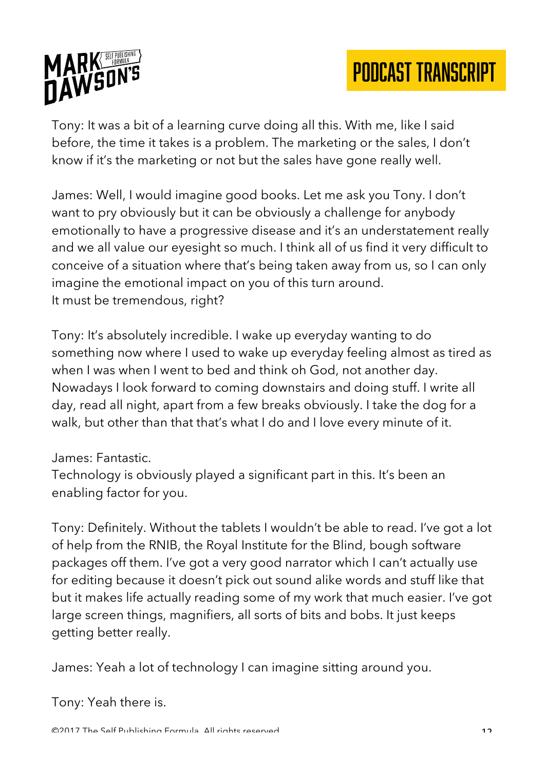Tony: It was a bit of a learning curve doing all this. With me, like I said before, the time it takes is a problem. The marketing or the sales, I don't know if it's the marketing or not but the sales have gone really well.

James: Well, I would imagine good books. Let me ask you Tony. I don't want to pry obviously but it can be obviously a challenge for anybody emotionally to have a progressive disease and it's an understatement really and we all value our eyesight so much. I think all of us find it very difficult to conceive of a situation where that's being taken away from us, so I can only imagine the emotional impact on you of this turn around.
It must be tremendous, right?

Tony: It's absolutely incredible. I wake up everyday wanting to do something now where I used to wake up everyday feeling almost as tired as when I was when I went to bed and think oh God, not another day. Nowadays I look forward to coming downstairs and doing stuff. I write all day, read all night, apart from a few breaks obviously. I take the dog for a walk, but other than that that's what I do and I love every minute of it.

James: Fantastic.
Technology is obviously played a significant part in this. It's been an enabling factor for you.

Tony: Definitely. Without the tablets I wouldn't be able to read. I've got a lot of help from the RNIB, the Royal Institute for the Blind, bough software packages off them. I've got a very good narrator which I can't actually use for editing because it doesn't pick out sound alike words and stuff like that but it makes life actually reading some of my work that much easier. I've got large screen things, magnifiers, all sorts of bits and bobs. It just keeps getting better really.

James: Yeah a lot of technology I can imagine sitting around you.

Tony: Yeah there is.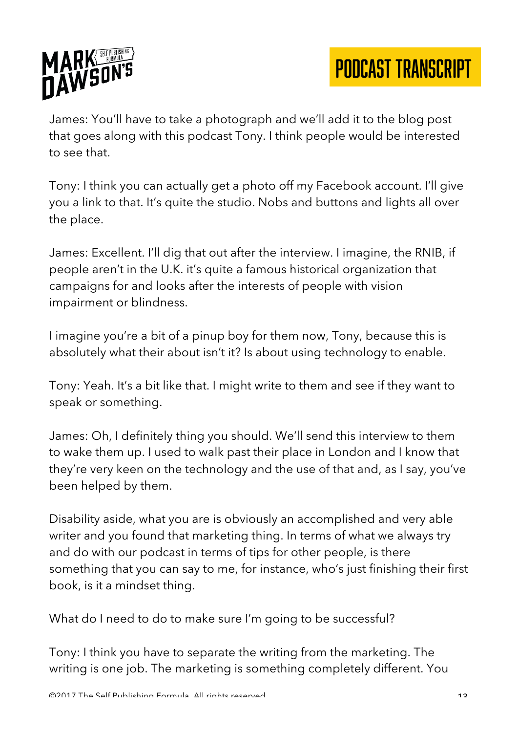James: You'll have to take a photograph and we'll add it to the blog post that goes along with this podcast Tony. I think people would be interested to see that.

Tony: I think you can actually get a photo off my Facebook account. I'll give you a link to that. It's quite the studio. Nobs and buttons and lights all over the place.

James: Excellent. I'll dig that out after the interview. I imagine, the RNIB, if people aren't in the U.K. it's quite a famous historical organization that campaigns for and looks after the interests of people with vision impairment or blindness.

I imagine you're a bit of a pinup boy for them now, Tony, because this is absolutely what their about isn't it? Is about using technology to enable.

Tony: Yeah. It's a bit like that. I might write to them and see if they want to speak or something.

James: Oh, I definitely thing you should. We'll send this interview to them to wake them up. I used to walk past their place in London and I know that they're very keen on the technology and the use of that and, as I say, you've been helped by them.

Disability aside, what you are is obviously an accomplished and very able writer and you found that marketing thing. In terms of what we always try and do with our podcast in terms of tips for other people, is there something that you can say to me, for instance, who's just finishing their first book, is it a mindset thing.

What do I need to do to make sure I'm going to be successful?

Tony: I think you have to separate the writing from the marketing. The writing is one job. The marketing is something completely different. You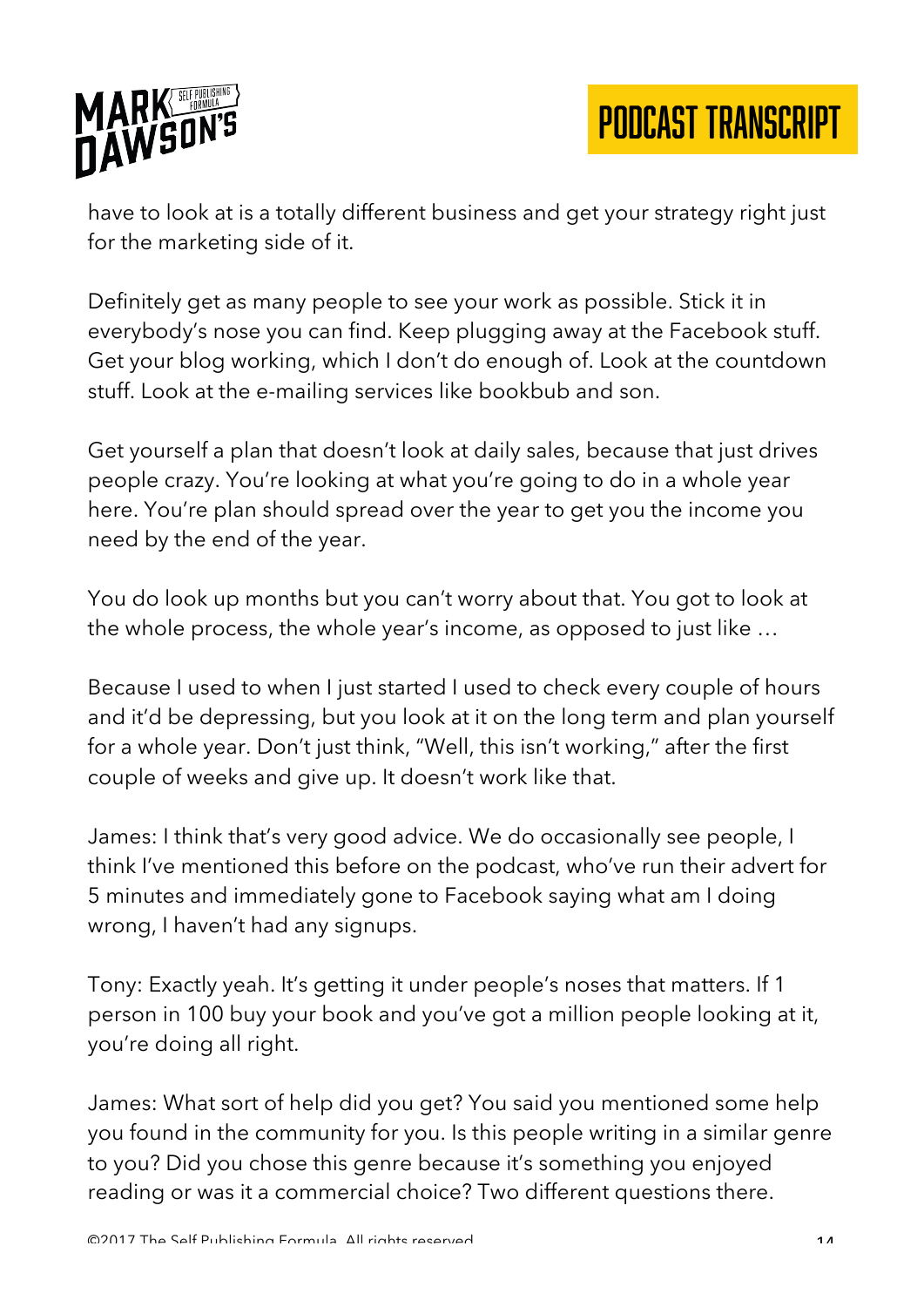have to look at is a totally different business and get your strategy right just for the marketing side of it.

Definitely get as many people to see your work as possible. Stick it in everybody's nose you can find. Keep plugging away at the Facebook stuff. Get your blog working, which I don't do enough of. Look at the countdown stuff. Look at the e-mailing services like bookbub and son.

Get yourself a plan that doesn't look at daily sales, because that just drives people crazy. You're looking at what you're going to do in a whole year here. You're plan should spread over the year to get you the income you need by the end of the year.

You do look up months but you can't worry about that. You got to look at the whole process, the whole year's income, as opposed to just like …

Because I used to when I just started I used to check every couple of hours and it'd be depressing, but you look at it on the long term and plan yourself for a whole year. Don't just think, "Well, this isn't working," after the first couple of weeks and give up. It doesn't work like that.

James: I think that's very good advice. We do occasionally see people, I think I've mentioned this before on the podcast, who've run their advert for 5 minutes and immediately gone to Facebook saying what am I doing wrong, I haven't had any signups.

Tony: Exactly yeah. It's getting it under people's noses that matters. If 1 person in 100 buy your book and you've got a million people looking at it, you're doing all right.

James: What sort of help did you get? You said you mentioned some help you found in the community for you. Is this people writing in a similar genre to you? Did you chose this genre because it's something you enjoyed reading or was it a commercial choice? Two different questions there.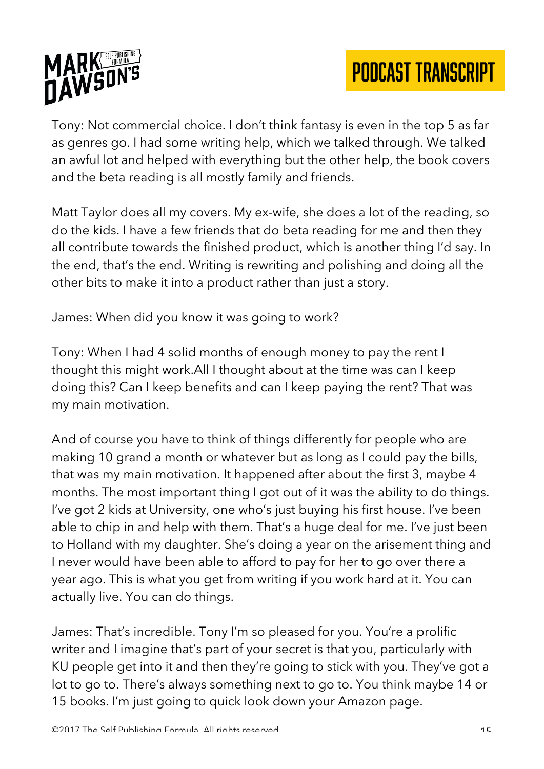Tony: Not commercial choice. I don't think fantasy is even in the top 5 as far as genres go. I had some writing help, which we talked through. We talked an awful lot and helped with everything but the other help, the book covers and the beta reading is all mostly family and friends.

Matt Taylor does all my covers. My ex-wife, she does a lot of the reading, so do the kids. I have a few friends that do beta reading for me and then they all contribute towards the finished product, which is another thing I'd say. In the end, that's the end. Writing is rewriting and polishing and doing all the other bits to make it into a product rather than just a story.

James: When did you know it was going to work?

Tony: When I had 4 solid months of enough money to pay the rent I thought this might work.All I thought about at the time was can I keep doing this? Can I keep benefits and can I keep paying the rent? That was my main motivation.

And of course you have to think of things differently for people who are making 10 grand a month or whatever but as long as I could pay the bills, that was my main motivation. It happened after about the first 3, maybe 4 months. The most important thing I got out of it was the ability to do things. I've got 2 kids at University, one who's just buying his first house. I've been able to chip in and help with them. That's a huge deal for me. I've just been to Holland with my daughter. She's doing a year on the arisement thing and I never would have been able to afford to pay for her to go over there a year ago. This is what you get from writing if you work hard at it. You can actually live. You can do things.

James: That's incredible. Tony I'm so pleased for you. You're a prolific writer and I imagine that's part of your secret is that you, particularly with KU people get into it and then they're going to stick with you. They've got a lot to go to. There's always something next to go to. You think maybe 14 or 15 books. I'm just going to quick look down your Amazon page.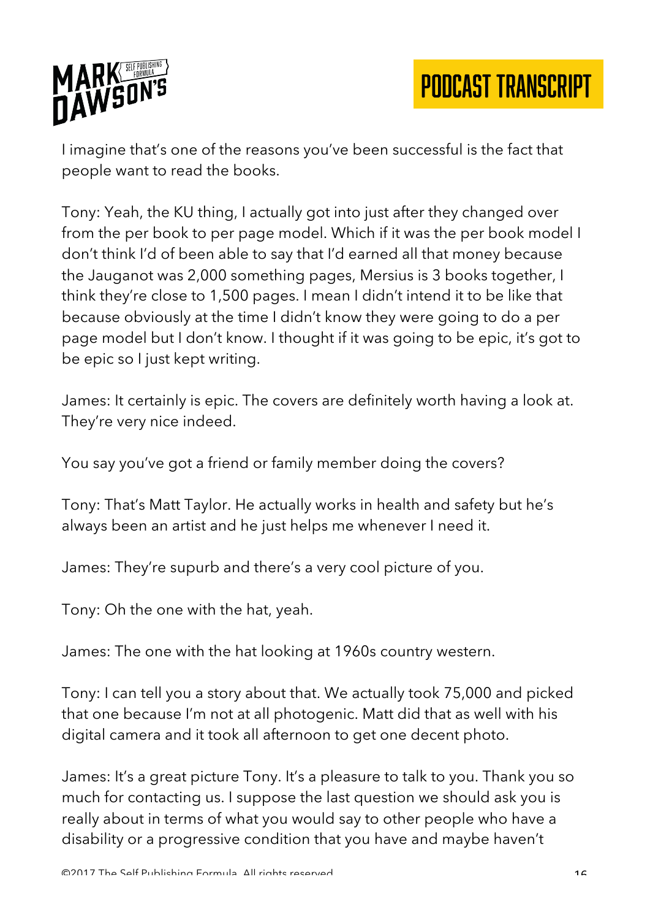I imagine that's one of the reasons you've been successful is the fact that people want to read the books.

Tony: Yeah, the KU thing, I actually got into just after they changed over from the per book to per page model. Which if it was the per book model I don't think I'd of been able to say that I'd earned all that money because the Jauganot was 2,000 something pages, Mersius is 3 books together, I think they're close to 1,500 pages. I mean I didn't intend it to be like that because obviously at the time I didn't know they were going to do a per page model but I don't know. I thought if it was going to be epic, it's got to be epic so I just kept writing.

James: It certainly is epic. The covers are definitely worth having a look at. They're very nice indeed.

You say you've got a friend or family member doing the covers?

Tony: That's Matt Taylor. He actually works in health and safety but he's always been an artist and he just helps me whenever I need it.

James: They're supurb and there's a very cool picture of you.

Tony: Oh the one with the hat, yeah.

James: The one with the hat looking at 1960s country western.

Tony: I can tell you a story about that. We actually took 75,000 and picked that one because I'm not at all photogenic. Matt did that as well with his digital camera and it took all afternoon to get one decent photo.

James: It's a great picture Tony. It's a pleasure to talk to you. Thank you so much for contacting us. I suppose the last question we should ask you is really about in terms of what you would say to other people who have a disability or a progressive condition that you have and maybe haven't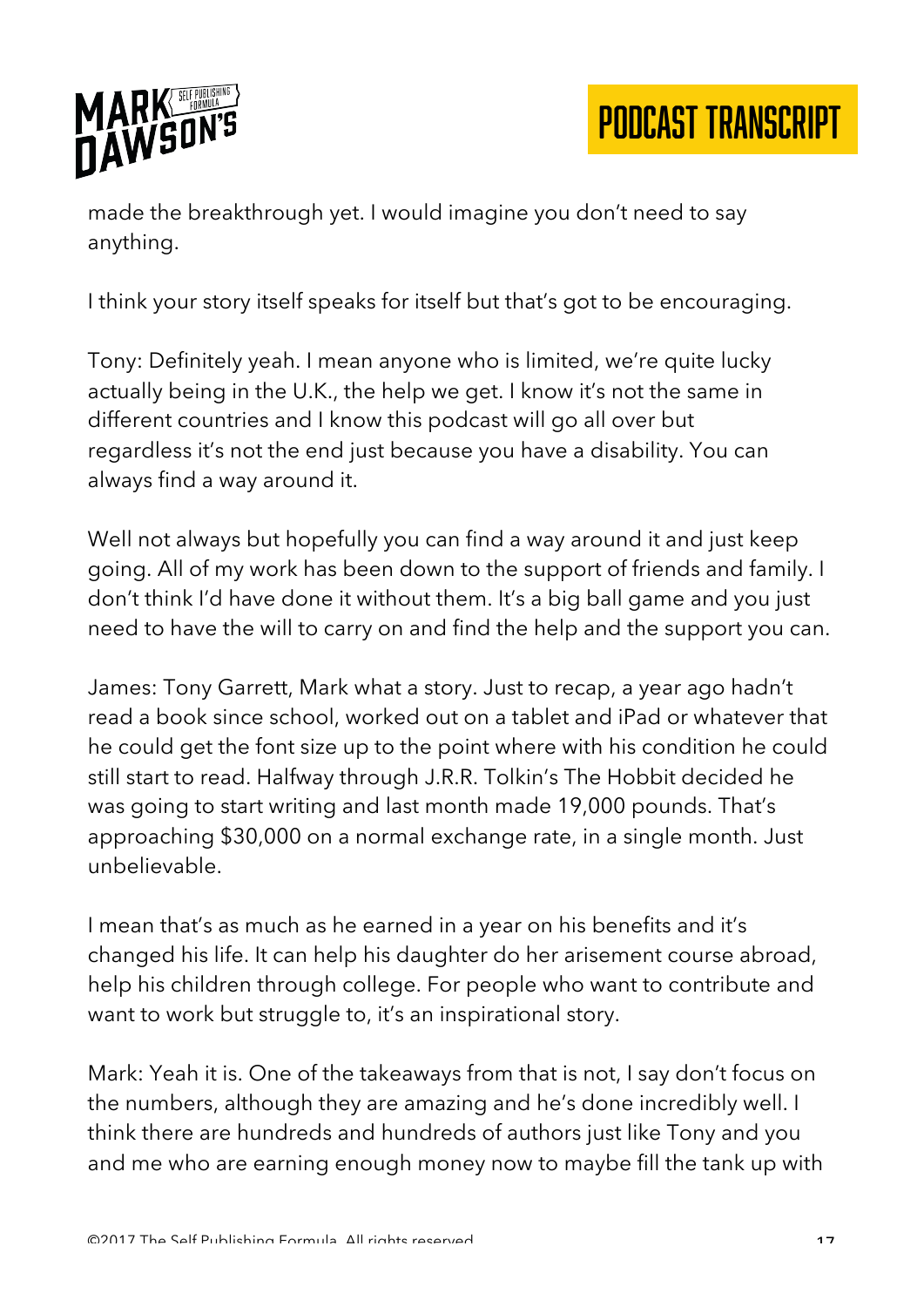made the breakthrough yet. I would imagine you don't need to say anything.

I think your story itself speaks for itself but that's got to be encouraging.

Tony: Definitely yeah. I mean anyone who is limited, we're quite lucky actually being in the U.K., the help we get. I know it's not the same in different countries and I know this podcast will go all over but regardless it's not the end just because you have a disability. You can always find a way around it.

Well not always but hopefully you can find a way around it and just keep going. All of my work has been down to the support of friends and family. I don't think I'd have done it without them. It's a big ball game and you just need to have the will to carry on and find the help and the support you can.

James: Tony Garrett, Mark what a story. Just to recap, a year ago hadn't read a book since school, worked out on a tablet and iPad or whatever that he could get the font size up to the point where with his condition he could still start to read. Halfway through J.R.R. Tolkin's The Hobbit decided he was going to start writing and last month made 19,000 pounds. That's approaching $30,000 on a normal exchange rate, in a single month. Just unbelievable.

I mean that's as much as he earned in a year on his benefits and it's changed his life. It can help his daughter do her arisement course abroad, help his children through college. For people who want to contribute and want to work but struggle to, it's an inspirational story.

Mark: Yeah it is. One of the takeaways from that is not, I say don't focus on the numbers, although they are amazing and he's done incredibly well. I think there are hundreds and hundreds of authors just like Tony and you and me who are earning enough money now to maybe fill the tank up with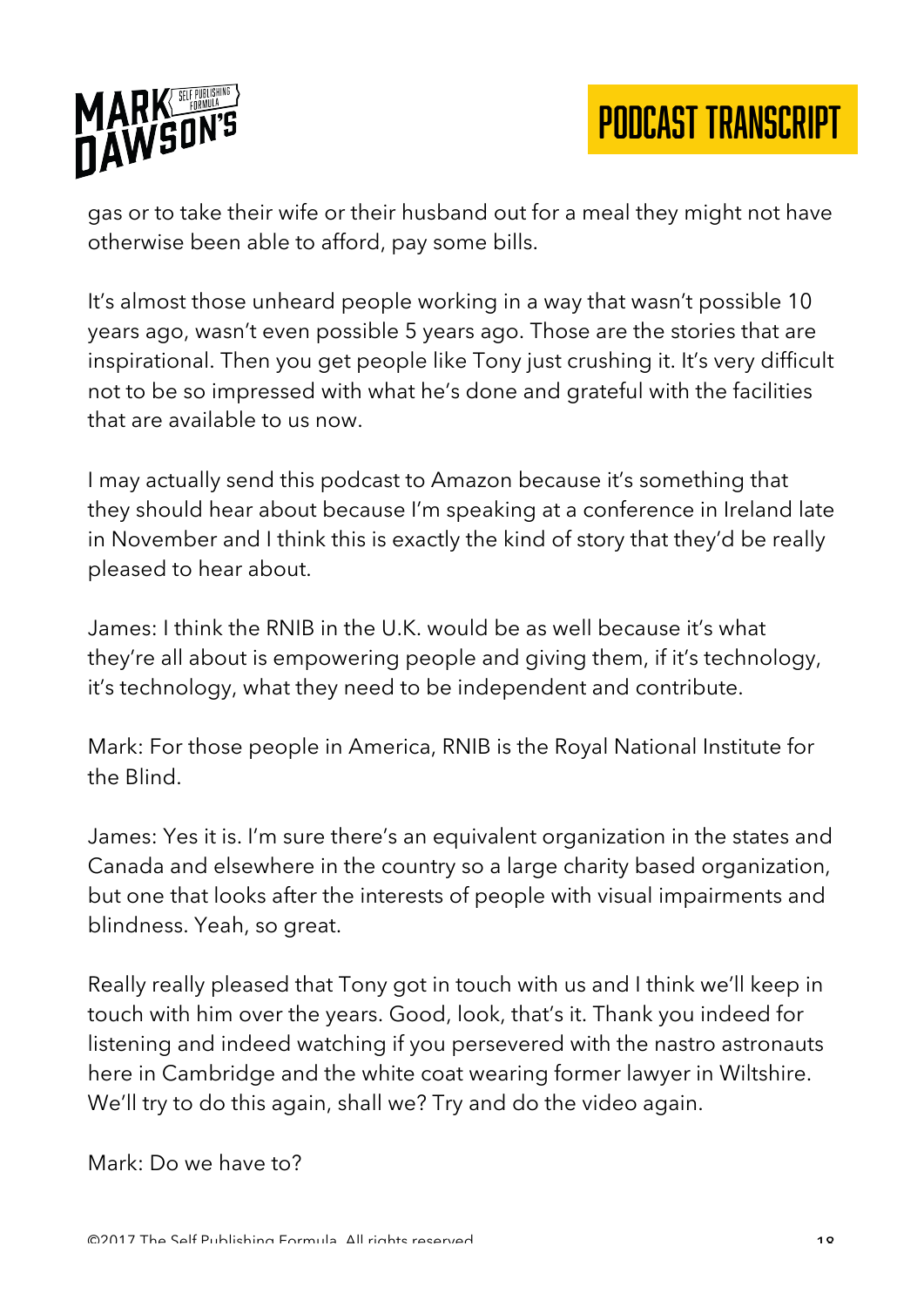gas or to take their wife or their husband out for a meal they might not have otherwise been able to afford, pay some bills.

It's almost those unheard people working in a way that wasn't possible 10 years ago, wasn't even possible 5 years ago. Those are the stories that are inspirational. Then you get people like Tony just crushing it. It's very difficult not to be so impressed with what he's done and grateful with the facilities that are available to us now.

I may actually send this podcast to Amazon because it's something that they should hear about because I'm speaking at a conference in Ireland late in November and I think this is exactly the kind of story that they'd be really pleased to hear about.

James: I think the RNIB in the U.K. would be as well because it's what they're all about is empowering people and giving them, if it's technology, it's technology, what they need to be independent and contribute.

Mark: For those people in America, RNIB is the Royal National Institute for the Blind.

James: Yes it is. I'm sure there's an equivalent organization in the states and Canada and elsewhere in the country so a large charity based organization, but one that looks after the interests of people with visual impairments and blindness. Yeah, so great.

Really really pleased that Tony got in touch with us and I think we'll keep in touch with him over the years. Good, look, that's it. Thank you indeed for listening and indeed watching if you persevered with the nastro astronauts here in Cambridge and the white coat wearing former lawyer in Wiltshire. We'll try to do this again, shall we? Try and do the video again.

Mark: Do we have to?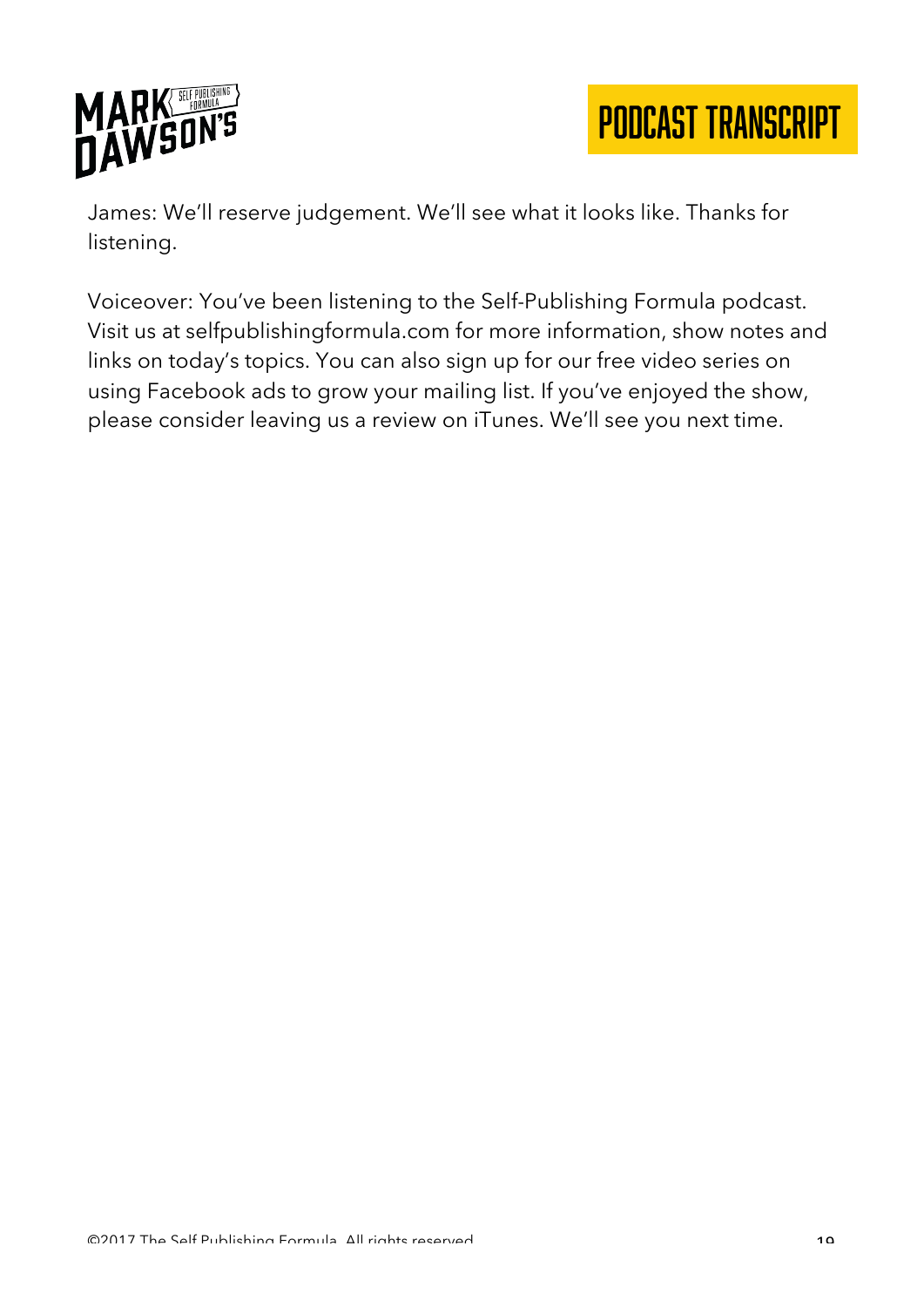James: We'll reserve judgement. We'll see what it looks like. Thanks for listening.

Voiceover: You've been listening to the Self-Publishing Formula podcast. Visit us at selfpublishingformula.com for more information, show notes and links on today's topics. You can also sign up for our free video series on using Facebook ads to grow your mailing list. If you've enjoyed the show, please consider leaving us a review on iTunes. We'll see you next time.